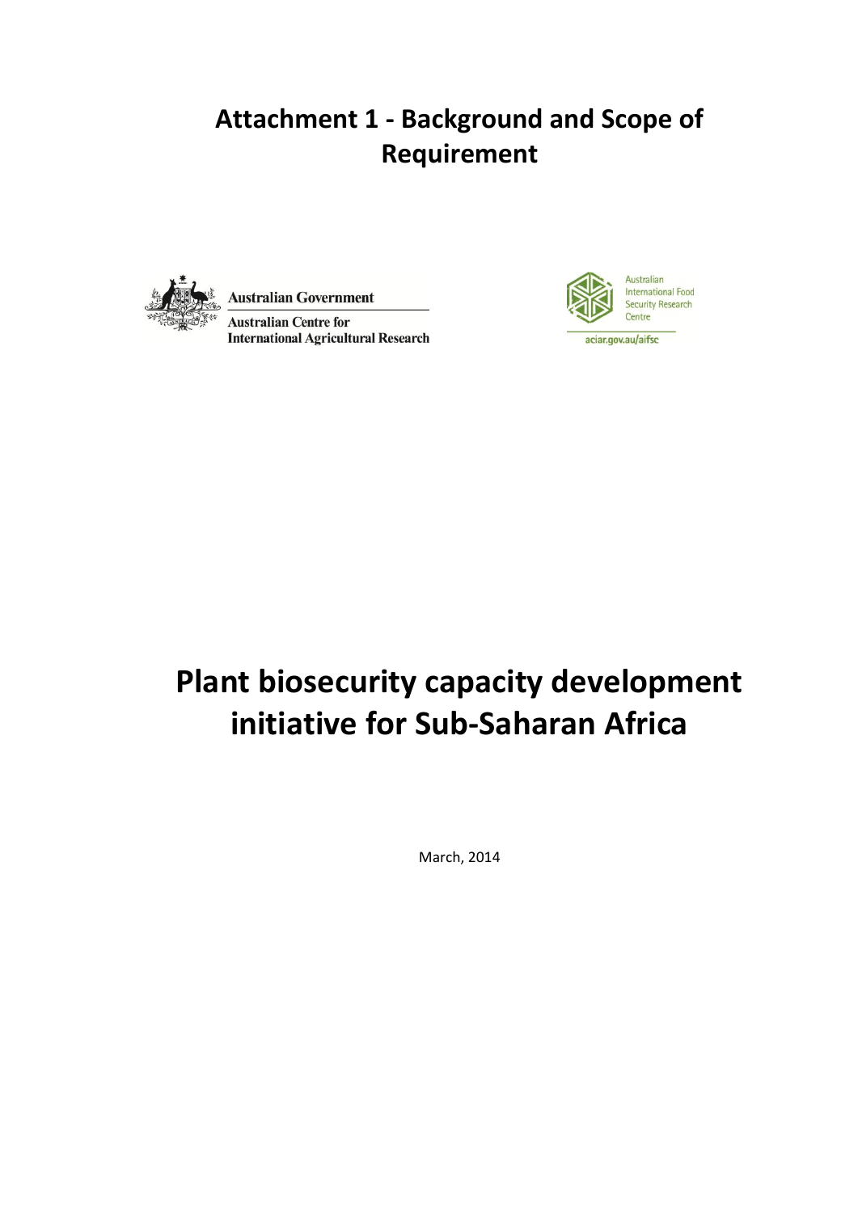# Attachment 1 - Background and Scope of Requirement

Australian Government

Australian Centre for International Agricultural Research

Australian International Food Security Research Centre

aciar.gov.au/aifsc

# Plant biosecurity capacity development initiative for Sub-Saharan Africa

March, 2014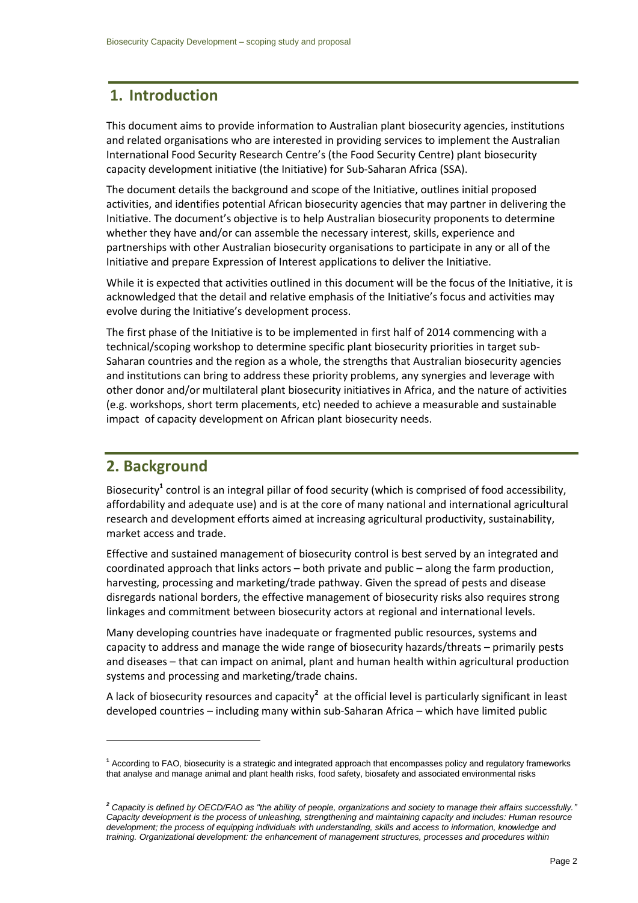## 1. Introduction

This document aims to provide information to Australian plant biosecurity agencies, institutions and related organisations who are interested in providing services to implement the Australian International Food Security Research Centre's (the Food Security Centre) plant biosecurity capacity development initiative (the Initiative) for Sub-Saharan Africa (SSA).

The document details the background and scope of the Initiative, outlines initial proposed activities, and identifies potential African biosecurity agencies that may partner in delivering the Initiative. The document's objective is to help Australian biosecurity proponents to determine whether they have and/or can assemble the necessary interest, skills, experience and partnerships with other Australian biosecurity organisations to participate in any or all of the Initiative and prepare Expression of Interest applications to deliver the Initiative.

While it is expected that activities outlined in this document will be the focus of the Initiative, it is acknowledged that the detail and relative emphasis of the Initiative's focus and activities may evolve during the Initiative's development process.

The first phase of the Initiative is to be implemented in first half of 2014 commencing with a technical/scoping workshop to determine specific plant biosecurity priorities in target sub-Saharan countries and the region as a whole, the strengths that Australian biosecurity agencies and institutions can bring to address these priority problems, any synergies and leverage with other donor and/or multilateral plant biosecurity initiatives in Africa, and the nature of activities (e.g. workshops, short term placements, etc) needed to achieve a measurable and sustainable impact of capacity development on African plant biosecurity needs.

## 2. Background

Biosecurity[1] control is an integral pillar of food security (which is comprised of food accessibility, affordability and adequate use) and is at the core of many national and international agricultural research and development efforts aimed at increasing agricultural productivity, sustainability, market access and trade.

Effective and sustained management of biosecurity control is best served by an integrated and coordinated approach that links actors – both private and public – along the farm production, harvesting, processing and marketing/trade pathway. Given the spread of pests and disease disregards national borders, the effective management of biosecurity risks also requires strong linkages and commitment between biosecurity actors at regional and international levels.

Many developing countries have inadequate or fragmented public resources, systems and capacity to address and manage the wide range of biosecurity hazards/threats – primarily pests and diseases – that can impact on animal, plant and human health within agricultural production systems and processing and marketing/trade chains.

A lack of biosecurity resources and capacity[2] at the official level is particularly significant in least developed countries – including many within sub-Saharan Africa – which have limited public

---

[1] According to FAO, biosecurity is a strategic and integrated approach that encompasses policy and regulatory frameworks that analyse and manage animal and plant health risks, food safety, biosafety and associated environmental risks

[2] *Capacity is defined by OECD/FAO as "the ability of people, organizations and society to manage their affairs successfully." Capacity development is the process of unleashing, strengthening and maintaining capacity and includes: Human resource development; the process of equipping individuals with understanding, skills and access to information, knowledge and training. Organizational development: the enhancement of management structures, processes and procedures within*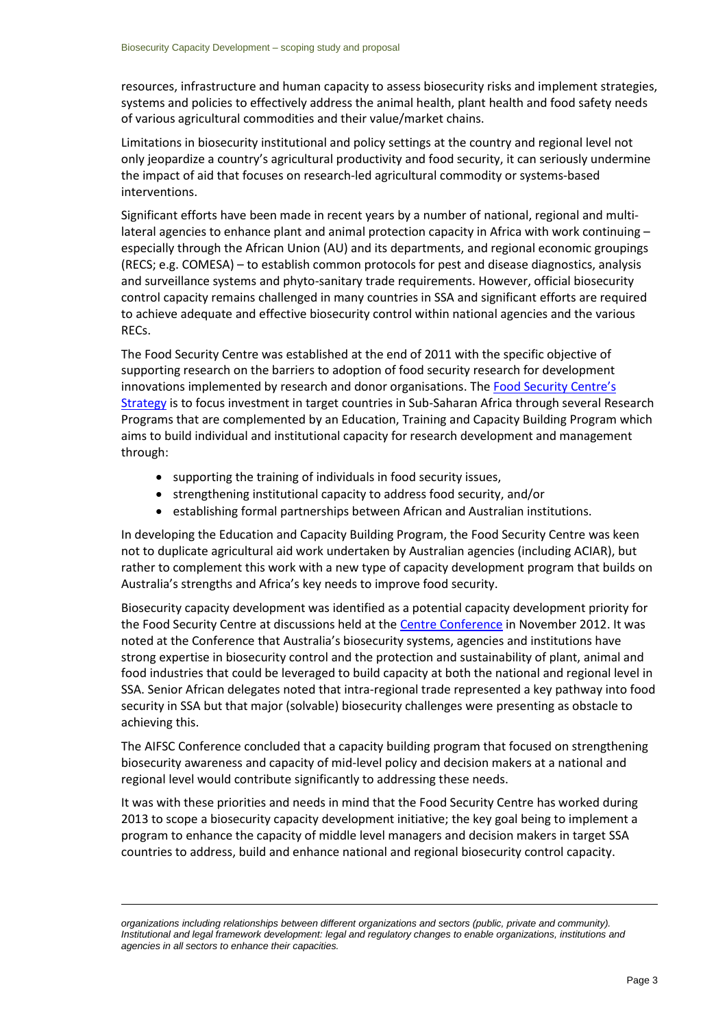resources, infrastructure and human capacity to assess biosecurity risks and implement strategies, systems and policies to effectively address the animal health, plant health and food safety needs of various agricultural commodities and their value/market chains.

Limitations in biosecurity institutional and policy settings at the country and regional level not only jeopardize a country's agricultural productivity and food security, it can seriously undermine the impact of aid that focuses on research-led agricultural commodity or systems-based interventions.

Significant efforts have been made in recent years by a number of national, regional and multi-lateral agencies to enhance plant and animal protection capacity in Africa with work continuing – especially through the African Union (AU) and its departments, and regional economic groupings (RECS; e.g. COMESA) – to establish common protocols for pest and disease diagnostics, analysis and surveillance systems and phyto-sanitary trade requirements. However, official biosecurity control capacity remains challenged in many countries in SSA and significant efforts are required to achieve adequate and effective biosecurity control within national agencies and the various RECs.

The Food Security Centre was established at the end of 2011 with the specific objective of supporting research on the barriers to adoption of food security research for development innovations implemented by research and donor organisations. The [Food Security Centre's Strategy] is to focus investment in target countries in Sub-Saharan Africa through several Research Programs that are complemented by an Education, Training and Capacity Building Program which aims to build individual and institutional capacity for research development and management through:

- supporting the training of individuals in food security issues,
- strengthening institutional capacity to address food security, and/or
- establishing formal partnerships between African and Australian institutions.

In developing the Education and Capacity Building Program, the Food Security Centre was keen not to duplicate agricultural aid work undertaken by Australian agencies (including ACIAR), but rather to complement this work with a new type of capacity development program that builds on Australia's strengths and Africa's key needs to improve food security.

Biosecurity capacity development was identified as a potential capacity development priority for the Food Security Centre at discussions held at the [Centre Conference] in November 2012. It was noted at the Conference that Australia's biosecurity systems, agencies and institutions have strong expertise in biosecurity control and the protection and sustainability of plant, animal and food industries that could be leveraged to build capacity at both the national and regional level in SSA. Senior African delegates noted that intra-regional trade represented a key pathway into food security in SSA but that major (solvable) biosecurity challenges were presenting as obstacle to achieving this.

The AIFSC Conference concluded that a capacity building program that focused on strengthening biosecurity awareness and capacity of mid-level policy and decision makers at a national and regional level would contribute significantly to addressing these needs.

It was with these priorities and needs in mind that the Food Security Centre has worked during 2013 to scope a biosecurity capacity development initiative; the key goal being to implement a program to enhance the capacity of middle level managers and decision makers in target SSA countries to address, build and enhance national and regional biosecurity control capacity.

---

*organizations including relationships between different organizations and sectors (public, private and community). Institutional and legal framework development: legal and regulatory changes to enable organizations, institutions and agencies in all sectors to enhance their capacities.*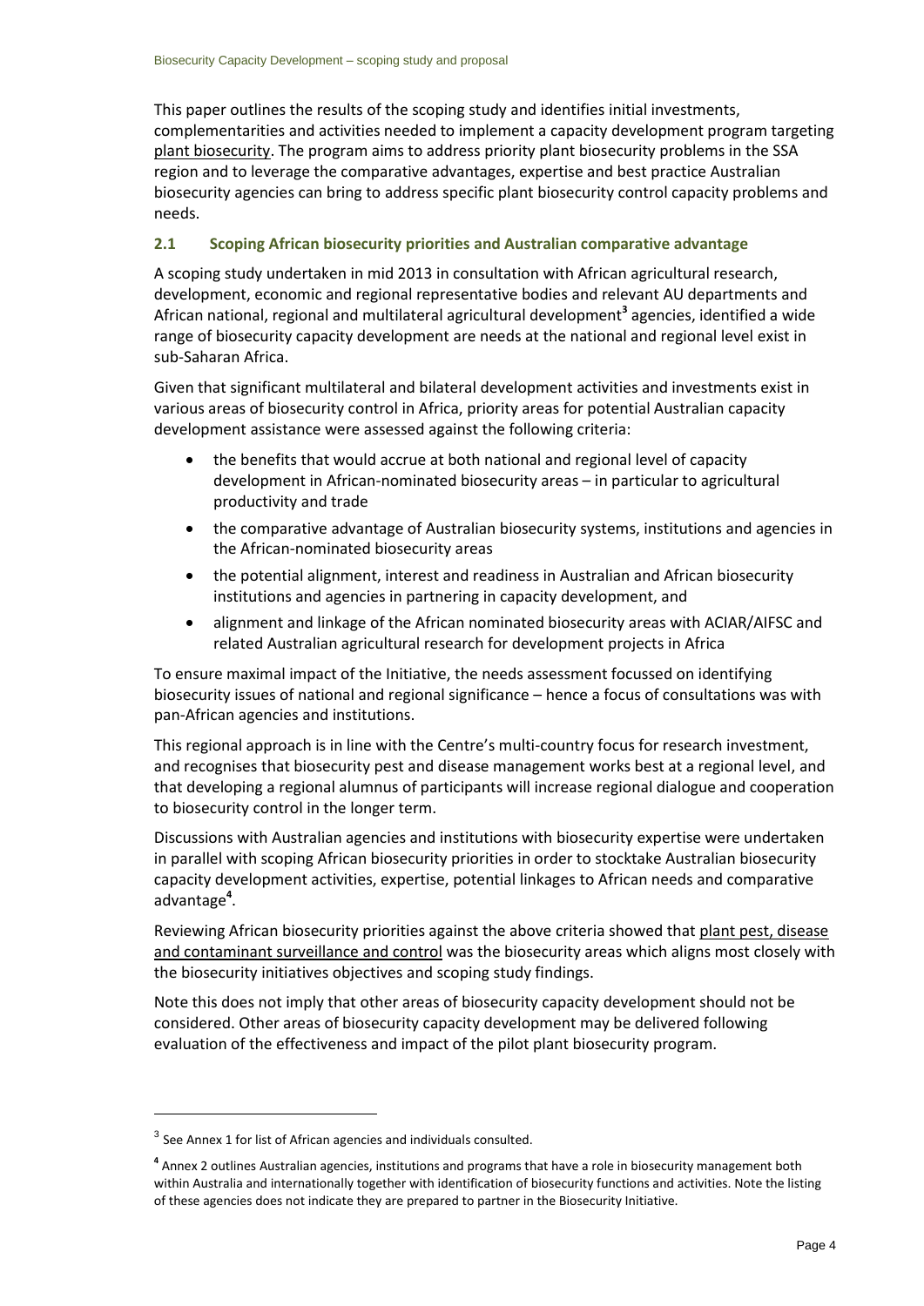This paper outlines the results of the scoping study and identifies initial investments, complementarities and activities needed to implement a capacity development program targeting plant biosecurity. The program aims to address priority plant biosecurity problems in the SSA region and to leverage the comparative advantages, expertise and best practice Australian biosecurity agencies can bring to address specific plant biosecurity control capacity problems and needs.

### 2.1 Scoping African biosecurity priorities and Australian comparative advantage

A scoping study undertaken in mid 2013 in consultation with African agricultural research, development, economic and regional representative bodies and relevant AU departments and African national, regional and multilateral agricultural development[3] agencies, identified a wide range of biosecurity capacity development are needs at the national and regional level exist in sub-Saharan Africa.

Given that significant multilateral and bilateral development activities and investments exist in various areas of biosecurity control in Africa, priority areas for potential Australian capacity development assistance were assessed against the following criteria:

- the benefits that would accrue at both national and regional level of capacity development in African-nominated biosecurity areas – in particular to agricultural productivity and trade
- the comparative advantage of Australian biosecurity systems, institutions and agencies in the African-nominated biosecurity areas
- the potential alignment, interest and readiness in Australian and African biosecurity institutions and agencies in partnering in capacity development, and
- alignment and linkage of the African nominated biosecurity areas with ACIAR/AIFSC and related Australian agricultural research for development projects in Africa

To ensure maximal impact of the Initiative, the needs assessment focussed on identifying biosecurity issues of national and regional significance – hence a focus of consultations was with pan-African agencies and institutions.

This regional approach is in line with the Centre's multi-country focus for research investment, and recognises that biosecurity pest and disease management works best at a regional level, and that developing a regional alumnus of participants will increase regional dialogue and cooperation to biosecurity control in the longer term.

Discussions with Australian agencies and institutions with biosecurity expertise were undertaken in parallel with scoping African biosecurity priorities in order to stocktake Australian biosecurity capacity development activities, expertise, potential linkages to African needs and comparative advantage[4].

Reviewing African biosecurity priorities against the above criteria showed that plant pest, disease and contaminant surveillance and control was the biosecurity areas which aligns most closely with the biosecurity initiatives objectives and scoping study findings.

Note this does not imply that other areas of biosecurity capacity development should not be considered. Other areas of biosecurity capacity development may be delivered following evaluation of the effectiveness and impact of the pilot plant biosecurity program.

---

[3] See Annex 1 for list of African agencies and individuals consulted.

[4] Annex 2 outlines Australian agencies, institutions and programs that have a role in biosecurity management both within Australia and internationally together with identification of biosecurity functions and activities. Note the listing of these agencies does not indicate they are prepared to partner in the Biosecurity Initiative.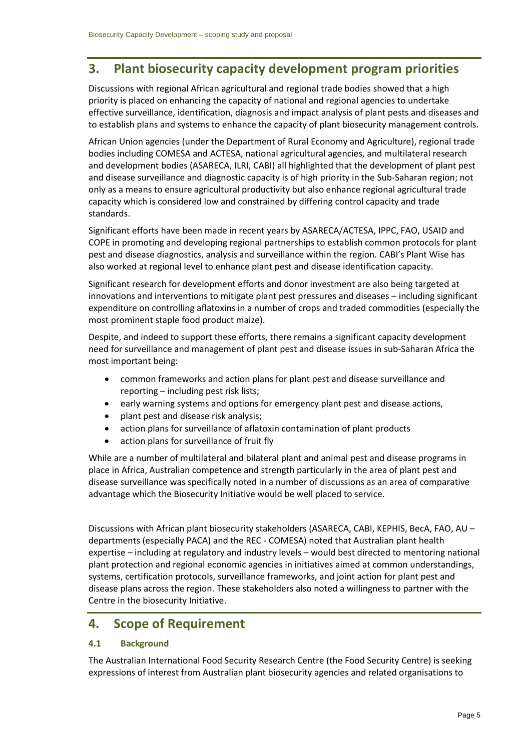## 3. Plant biosecurity capacity development program priorities

Discussions with regional African agricultural and regional trade bodies showed that a high priority is placed on enhancing the capacity of national and regional agencies to undertake effective surveillance, identification, diagnosis and impact analysis of plant pests and diseases and to establish plans and systems to enhance the capacity of plant biosecurity management controls.

African Union agencies (under the Department of Rural Economy and Agriculture), regional trade bodies including COMESA and ACTESA, national agricultural agencies, and multilateral research and development bodies (ASARECA, ILRI, CABI) all highlighted that the development of plant pest and disease surveillance and diagnostic capacity is of high priority in the Sub-Saharan region; not only as a means to ensure agricultural productivity but also enhance regional agricultural trade capacity which is considered low and constrained by differing control capacity and trade standards.

Significant efforts have been made in recent years by ASARECA/ACTESA, IPPC, FAO, USAID and COPE in promoting and developing regional partnerships to establish common protocols for plant pest and disease diagnostics, analysis and surveillance within the region. CABI's Plant Wise has also worked at regional level to enhance plant pest and disease identification capacity.

Significant research for development efforts and donor investment are also being targeted at innovations and interventions to mitigate plant pest pressures and diseases – including significant expenditure on controlling aflatoxins in a number of crops and traded commodities (especially the most prominent staple food product maize).

Despite, and indeed to support these efforts, there remains a significant capacity development need for surveillance and management of plant pest and disease issues in sub-Saharan Africa the most important being:

- common frameworks and action plans for plant pest and disease surveillance and reporting – including pest risk lists;
- early warning systems and options for emergency plant pest and disease actions,
- plant pest and disease risk analysis;
- action plans for surveillance of aflatoxin contamination of plant products
- action plans for surveillance of fruit fly

While are a number of multilateral and bilateral plant and animal pest and disease programs in place in Africa, Australian competence and strength particularly in the area of plant pest and disease surveillance was specifically noted in a number of discussions as an area of comparative advantage which the Biosecurity Initiative would be well placed to service.

Discussions with African plant biosecurity stakeholders (ASARECA, CABI, KEPHIS, BecA, FAO, AU – departments (especially PACA) and the REC - COMESA) noted that Australian plant health expertise – including at regulatory and industry levels – would best directed to mentoring national plant protection and regional economic agencies in initiatives aimed at common understandings, systems, certification protocols, surveillance frameworks, and joint action for plant pest and disease plans across the region. These stakeholders also noted a willingness to partner with the Centre in the biosecurity Initiative.

## 4. Scope of Requirement

### 4.1 Background

The Australian International Food Security Research Centre (the Food Security Centre) is seeking expressions of interest from Australian plant biosecurity agencies and related organisations to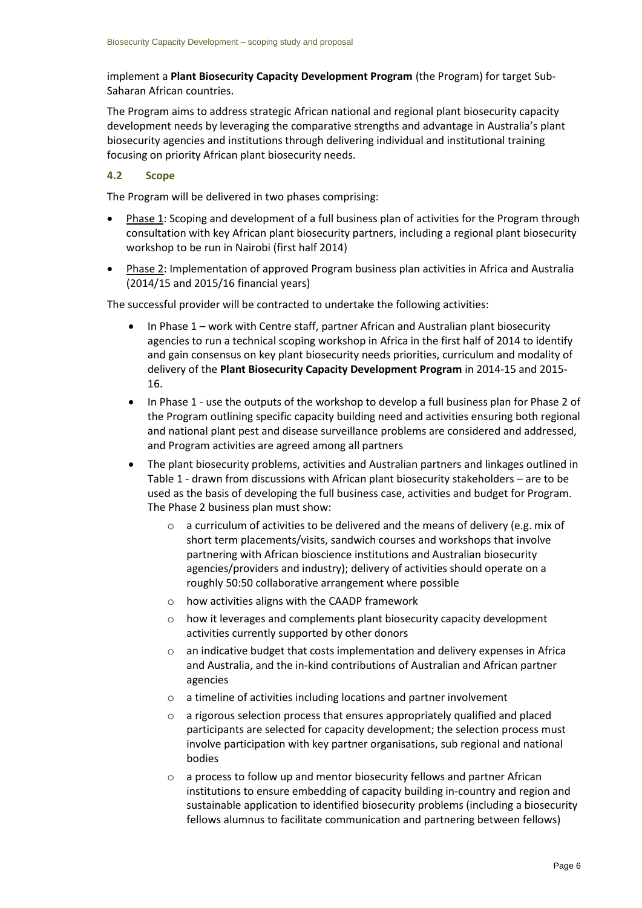implement a **Plant Biosecurity Capacity Development Program** (the Program) for target Sub-Saharan African countries.

The Program aims to address strategic African national and regional plant biosecurity capacity development needs by leveraging the comparative strengths and advantage in Australia's plant biosecurity agencies and institutions through delivering individual and institutional training focusing on priority African plant biosecurity needs.

### 4.2 Scope

The Program will be delivered in two phases comprising:

- Phase 1: Scoping and development of a full business plan of activities for the Program through consultation with key African plant biosecurity partners, including a regional plant biosecurity workshop to be run in Nairobi (first half 2014)
- Phase 2: Implementation of approved Program business plan activities in Africa and Australia (2014/15 and 2015/16 financial years)

The successful provider will be contracted to undertake the following activities:

- In Phase 1 – work with Centre staff, partner African and Australian plant biosecurity agencies to run a technical scoping workshop in Africa in the first half of 2014 to identify and gain consensus on key plant biosecurity needs priorities, curriculum and modality of delivery of the **Plant Biosecurity Capacity Development Program** in 2014-15 and 2015-16.
- In Phase 1 - use the outputs of the workshop to develop a full business plan for Phase 2 of the Program outlining specific capacity building need and activities ensuring both regional and national plant pest and disease surveillance problems are considered and addressed, and Program activities are agreed among all partners
- The plant biosecurity problems, activities and Australian partners and linkages outlined in Table 1 - drawn from discussions with African plant biosecurity stakeholders – are to be used as the basis of developing the full business case, activities and budget for Program. The Phase 2 business plan must show:
  - a curriculum of activities to be delivered and the means of delivery (e.g. mix of short term placements/visits, sandwich courses and workshops that involve partnering with African bioscience institutions and Australian biosecurity agencies/providers and industry); delivery of activities should operate on a roughly 50:50 collaborative arrangement where possible
  - how activities aligns with the CAADP framework
  - how it leverages and complements plant biosecurity capacity development activities currently supported by other donors
  - an indicative budget that costs implementation and delivery expenses in Africa and Australia, and the in-kind contributions of Australian and African partner agencies
  - a timeline of activities including locations and partner involvement
  - a rigorous selection process that ensures appropriately qualified and placed participants are selected for capacity development; the selection process must involve participation with key partner organisations, sub regional and national bodies
  - a process to follow up and mentor biosecurity fellows and partner African institutions to ensure embedding of capacity building in-country and region and sustainable application to identified biosecurity problems (including a biosecurity fellows alumnus to facilitate communication and partnering between fellows)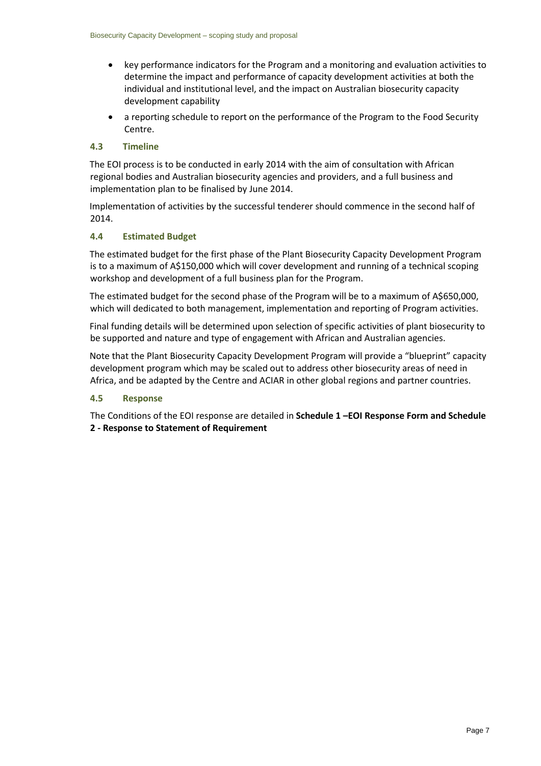- key performance indicators for the Program and a monitoring and evaluation activities to determine the impact and performance of capacity development activities at both the individual and institutional level, and the impact on Australian biosecurity capacity development capability
- a reporting schedule to report on the performance of the Program to the Food Security Centre.

### 4.3 Timeline

The EOI process is to be conducted in early 2014 with the aim of consultation with African regional bodies and Australian biosecurity agencies and providers, and a full business and implementation plan to be finalised by June 2014.

Implementation of activities by the successful tenderer should commence in the second half of 2014.

### 4.4 Estimated Budget

The estimated budget for the first phase of the Plant Biosecurity Capacity Development Program is to a maximum of A$150,000 which will cover development and running of a technical scoping workshop and development of a full business plan for the Program.

The estimated budget for the second phase of the Program will be to a maximum of A$650,000, which will dedicated to both management, implementation and reporting of Program activities.

Final funding details will be determined upon selection of specific activities of plant biosecurity to be supported and nature and type of engagement with African and Australian agencies.

Note that the Plant Biosecurity Capacity Development Program will provide a "blueprint" capacity development program which may be scaled out to address other biosecurity areas of need in Africa, and be adapted by the Centre and ACIAR in other global regions and partner countries.

### 4.5 Response

The Conditions of the EOI response are detailed in **Schedule 1 –EOI Response Form and Schedule 2 - Response to Statement of Requirement**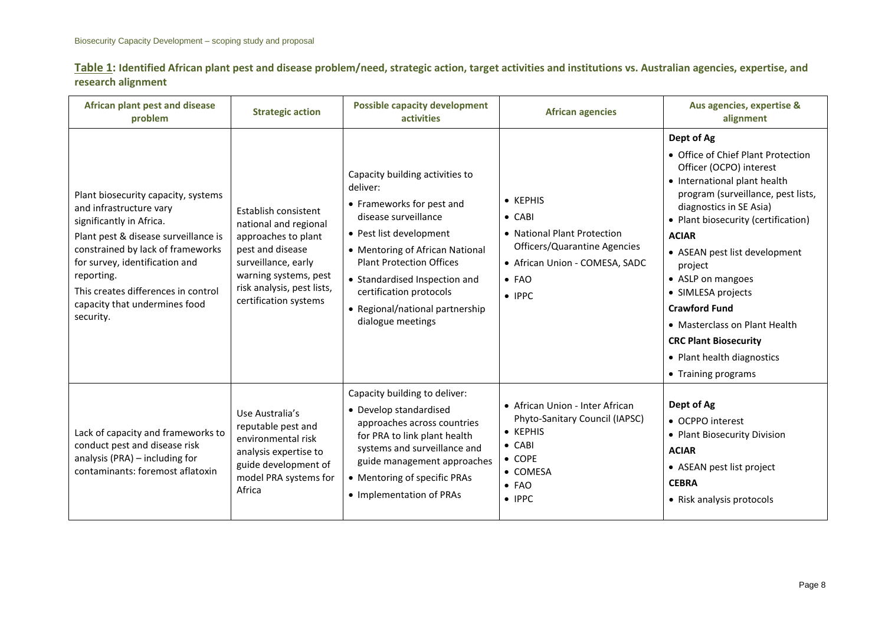**Table 1: Identified African plant pest and disease problem/need, strategic action, target activities and institutions vs. Australian agencies, expertise, and research alignment**

| African plant pest and disease problem | Strategic action | Possible capacity development activities | African agencies | Aus agencies, expertise & alignment |
|---|---|---|---|---|
| Plant biosecurity capacity, systems and infrastructure vary significantly in Africa.<br>Plant pest & disease surveillance is constrained by lack of frameworks for survey, identification and reporting.<br>This creates differences in control capacity that undermines food security. | Establish consistent national and regional approaches to plant pest and disease surveillance, early warning systems, pest risk analysis, pest lists, certification systems | Capacity building activities to deliver:<br>• Frameworks for pest and disease surveillance<br>• Pest list development<br>• Mentoring of African National Plant Protection Offices<br>• Standardised Inspection and certification protocols<br>• Regional/national partnership dialogue meetings | • KEPHIS<br>• CABI<br>• National Plant Protection Officers/Quarantine Agencies<br>• African Union - COMESA, SADC<br>• FAO<br>• IPPC | **Dept of Ag**<br>• Office of Chief Plant Protection Officer (OCPO) interest<br>• International plant health program (surveillance, pest lists, diagnostics in SE Asia)<br>• Plant biosecurity (certification)<br>**ACIAR**<br>• ASEAN pest list development project<br>• ASLP on mangoes<br>• SIMLESA projects<br>**Crawford Fund**<br>• Masterclass on Plant Health<br>**CRC Plant Biosecurity**<br>• Plant health diagnostics<br>• Training programs |
| Lack of capacity and frameworks to conduct pest and disease risk analysis (PRA) – including for contaminants: foremost aflatoxin | Use Australia's reputable pest and environmental risk analysis expertise to guide development of model PRA systems for Africa | Capacity building to deliver:<br>• Develop standardised approaches across countries for PRA to link plant health systems and surveillance and guide management approaches<br>• Mentoring of specific PRAs<br>• Implementation of PRAs | • African Union - Inter African Phyto-Sanitary Council (IAPSC)<br>• KEPHIS<br>• CABI<br>• COPE<br>• COMESA<br>• FAO<br>• IPPC | **Dept of Ag**<br>• OCPPO interest<br>• Plant Biosecurity Division<br>**ACIAR**<br>• ASEAN pest list project<br>**CEBRA**<br>• Risk analysis protocols |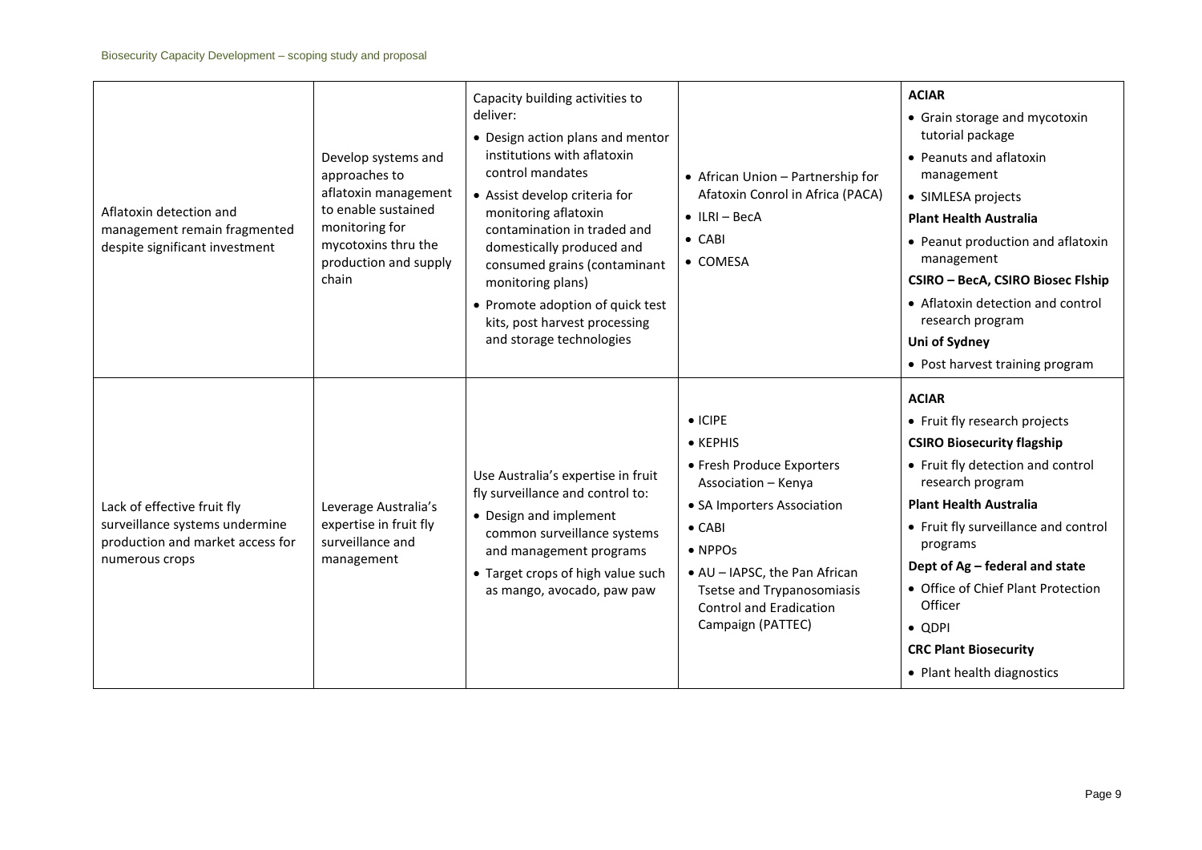| | | | | |
|---|---|---|---|---|
| Aflatoxin detection and management remain fragmented despite significant investment | Develop systems and approaches to aflatoxin management to enable sustained monitoring for mycotoxins thru the production and supply chain | Capacity building activities to deliver:<br>• Design action plans and mentor institutions with aflatoxin control mandates<br>• Assist develop criteria for monitoring aflatoxin contamination in traded and domestically produced and consumed grains (contaminant monitoring plans)<br>• Promote adoption of quick test kits, post harvest processing and storage technologies | • African Union – Partnership for Afatoxin Conrol in Africa (PACA)<br>• ILRI – BecA<br>• CABI<br>• COMESA | **ACIAR**<br>• Grain storage and mycotoxin tutorial package<br>• Peanuts and aflatoxin management<br>• SIMLESA projects<br>**Plant Health Australia**<br>• Peanut production and aflatoxin management<br>**CSIRO – BecA, CSIRO Biosec Flship**<br>• Aflatoxin detection and control research program<br>**Uni of Sydney**<br>• Post harvest training program |
| Lack of effective fruit fly surveillance systems undermine production and market access for numerous crops | Leverage Australia's expertise in fruit fly surveillance and management | Use Australia's expertise in fruit fly surveillance and control to:<br>• Design and implement common surveillance systems and management programs<br>• Target crops of high value such as mango, avocado, paw paw | • ICIPE<br>• KEPHIS<br>• Fresh Produce Exporters Association – Kenya<br>• SA Importers Association<br>• CABI<br>• NPPOs<br>• AU – IAPSC, the Pan African Tsetse and Trypanosomiasis Control and Eradication Campaign (PATTEC) | **ACIAR**<br>• Fruit fly research projects<br>**CSIRO Biosecurity flagship**<br>• Fruit fly detection and control research program<br>**Plant Health Australia**<br>• Fruit fly surveillance and control programs<br>**Dept of Ag – federal and state**<br>• Office of Chief Plant Protection Officer<br>• QDPI<br>**CRC Plant Biosecurity**<br>• Plant health diagnostics |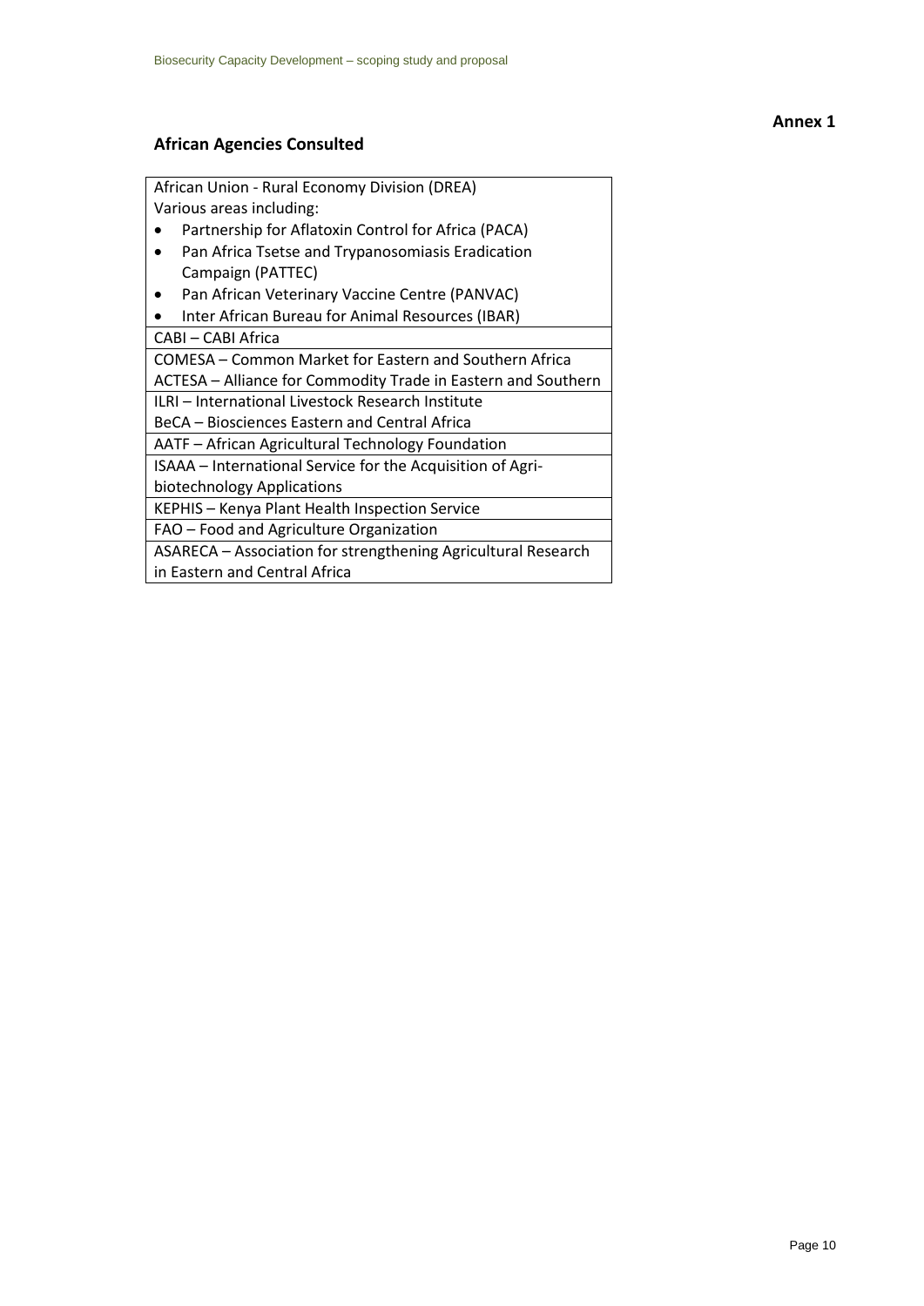**Annex 1**

## African Agencies Consulted

| |
|---|
| African Union - Rural Economy Division (DREA)<br>Various areas including:<br>• Partnership for Aflatoxin Control for Africa (PACA)<br>• Pan Africa Tsetse and Trypanosomiasis Eradication Campaign (PATTEC)<br>• Pan African Veterinary Vaccine Centre (PANVAC)<br>• Inter African Bureau for Animal Resources (IBAR) |
| CABI – CABI Africa |
| COMESA – Common Market for Eastern and Southern Africa<br>ACTESA – Alliance for Commodity Trade in Eastern and Southern |
| ILRI – International Livestock Research Institute<br>BeCA – Biosciences Eastern and Central Africa |
| AATF – African Agricultural Technology Foundation |
| ISAAA – International Service for the Acquisition of Agri-biotechnology Applications |
| KEPHIS – Kenya Plant Health Inspection Service |
| FAO – Food and Agriculture Organization |
| ASARECA – Association for strengthening Agricultural Research in Eastern and Central Africa |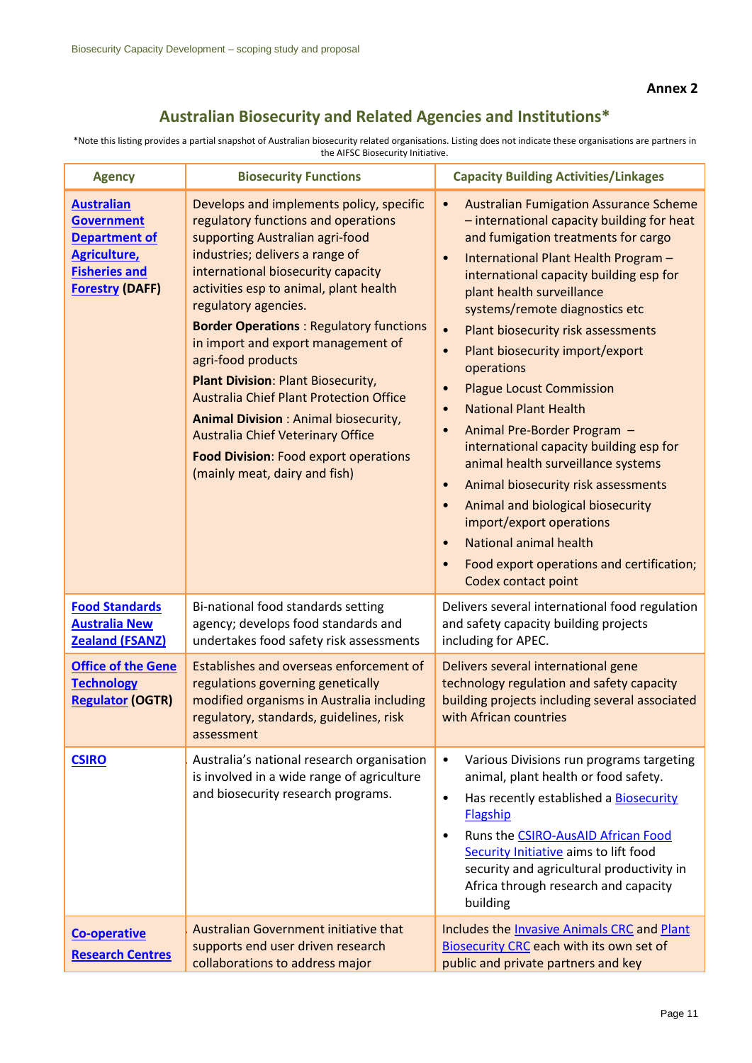**Annex 2**

## Australian Biosecurity and Related Agencies and Institutions*

*Note this listing provides a partial snapshot of Australian biosecurity related organisations. Listing does not indicate these organisations are partners in the AIFSC Biosecurity Initiative.

| Agency | Biosecurity Functions | Capacity Building Activities/Linkages |
|---|---|---|
| **Australian Government Department of Agriculture, Fisheries and Forestry (DAFF)** | Develops and implements policy, specific regulatory functions and operations supporting Australian agri-food industries; delivers a range of international biosecurity capacity activities esp to animal, plant health regulatory agencies.<br>**Border Operations** : Regulatory functions in import and export management of agri-food products<br>**Plant Division**: Plant Biosecurity, Australia Chief Plant Protection Office<br>**Animal Division** : Animal biosecurity, Australia Chief Veterinary Office<br>**Food Division**: Food export operations (mainly meat, dairy and fish) | • Australian Fumigation Assurance Scheme – international capacity building for heat and fumigation treatments for cargo<br>• International Plant Health Program – international capacity building esp for plant health surveillance systems/remote diagnostics etc<br>• Plant biosecurity risk assessments<br>• Plant biosecurity import/export operations<br>• Plague Locust Commission<br>• National Plant Health<br>• Animal Pre-Border Program – international capacity building esp for animal health surveillance systems<br>• Animal biosecurity risk assessments<br>• Animal and biological biosecurity import/export operations<br>• National animal health<br>• Food export operations and certification; Codex contact point |
| **Food Standards Australia New Zealand (FSANZ)** | Bi-national food standards setting agency; develops food standards and undertakes food safety risk assessments | Delivers several international food regulation and safety capacity building projects including for APEC. |
| **Office of the Gene Technology Regulator (OGTR)** | Establishes and overseas enforcement of regulations governing genetically modified organisms in Australia including regulatory, standards, guidelines, risk assessment | Delivers several international gene technology regulation and safety capacity building projects including several associated with African countries |
| **CSIRO** | Australia's national research organisation is involved in a wide range of agriculture and biosecurity research programs. | • Various Divisions run programs targeting animal, plant health or food safety.<br>• Has recently established a Biosecurity Flagship<br>• Runs the CSIRO-AusAID African Food Security Initiative aims to lift food security and agricultural productivity in Africa through research and capacity building |
| **Co-operative Research Centres** | Australian Government initiative that supports end user driven research collaborations to address major | Includes the Invasive Animals CRC and Plant Biosecurity CRC each with its own set of public and private partners and key |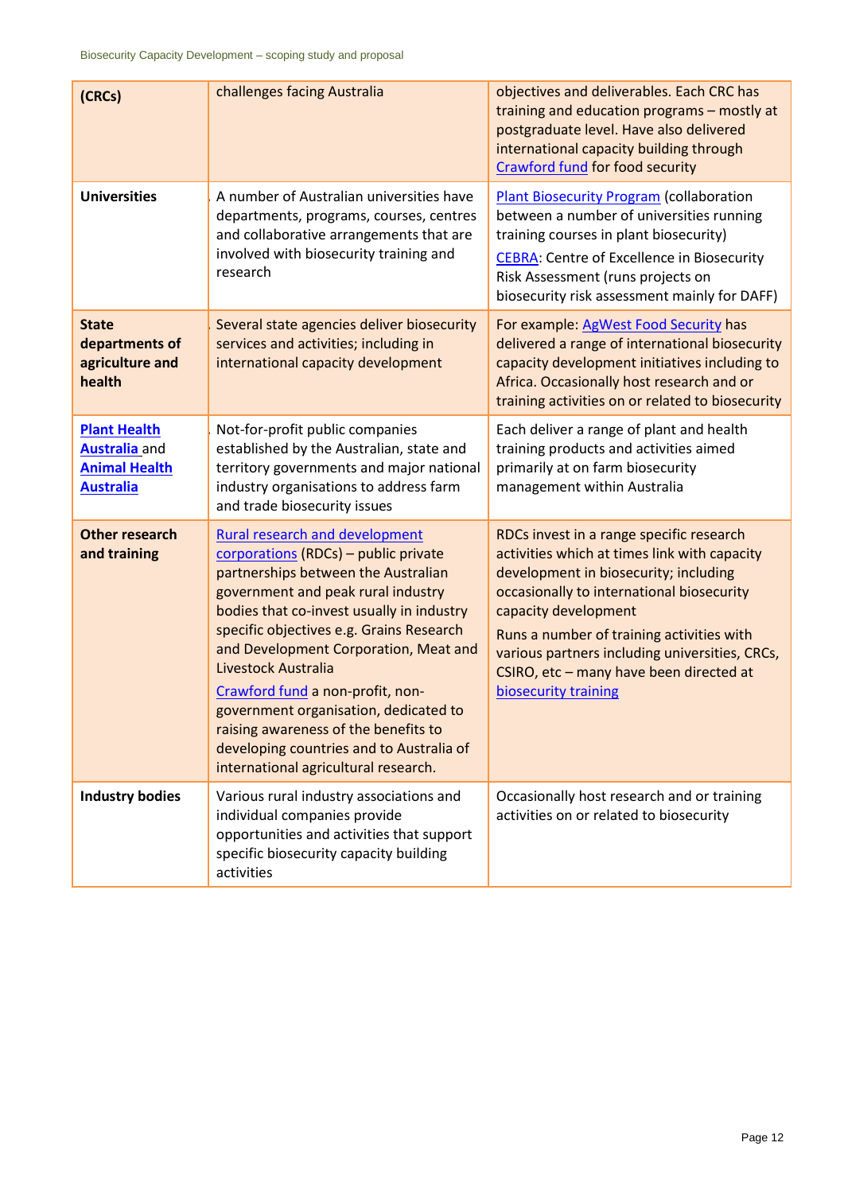| | | |
|---|---|---|
| **(CRCs)** | challenges facing Australia | objectives and deliverables. Each CRC has training and education programs – mostly at postgraduate level. Have also delivered international capacity building through Crawford fund for food security |
| **Universities** | A number of Australian universities have departments, programs, courses, centres and collaborative arrangements that are involved with biosecurity training and research | Plant Biosecurity Program (collaboration between a number of universities running training courses in plant biosecurity)<br>CEBRA: Centre of Excellence in Biosecurity Risk Assessment (runs projects on biosecurity risk assessment mainly for DAFF) |
| **State departments of agriculture and health** | Several state agencies deliver biosecurity services and activities; including in international capacity development | For example: AgWest Food Security has delivered a range of international biosecurity capacity development initiatives including to Africa. Occasionally host research and or training activities on or related to biosecurity |
| **Plant Health Australia and Animal Health Australia** | Not-for-profit public companies established by the Australian, state and territory governments and major national industry organisations to address farm and trade biosecurity issues | Each deliver a range of plant and health training products and activities aimed primarily at on farm biosecurity management within Australia |
| **Other research and training** | Rural research and development corporations (RDCs) – public private partnerships between the Australian government and peak rural industry bodies that co-invest usually in industry specific objectives e.g. Grains Research and Development Corporation, Meat and Livestock Australia<br>Crawford fund a non-profit, non-government organisation, dedicated to raising awareness of the benefits to developing countries and to Australia of international agricultural research. | RDCs invest in a range specific research activities which at times link with capacity development in biosecurity; including occasionally to international biosecurity capacity development<br>Runs a number of training activities with various partners including universities, CRCs, CSIRO, etc – many have been directed at biosecurity training |
| **Industry bodies** | Various rural industry associations and individual companies provide opportunities and activities that support specific biosecurity capacity building activities | Occasionally host research and or training activities on or related to biosecurity |